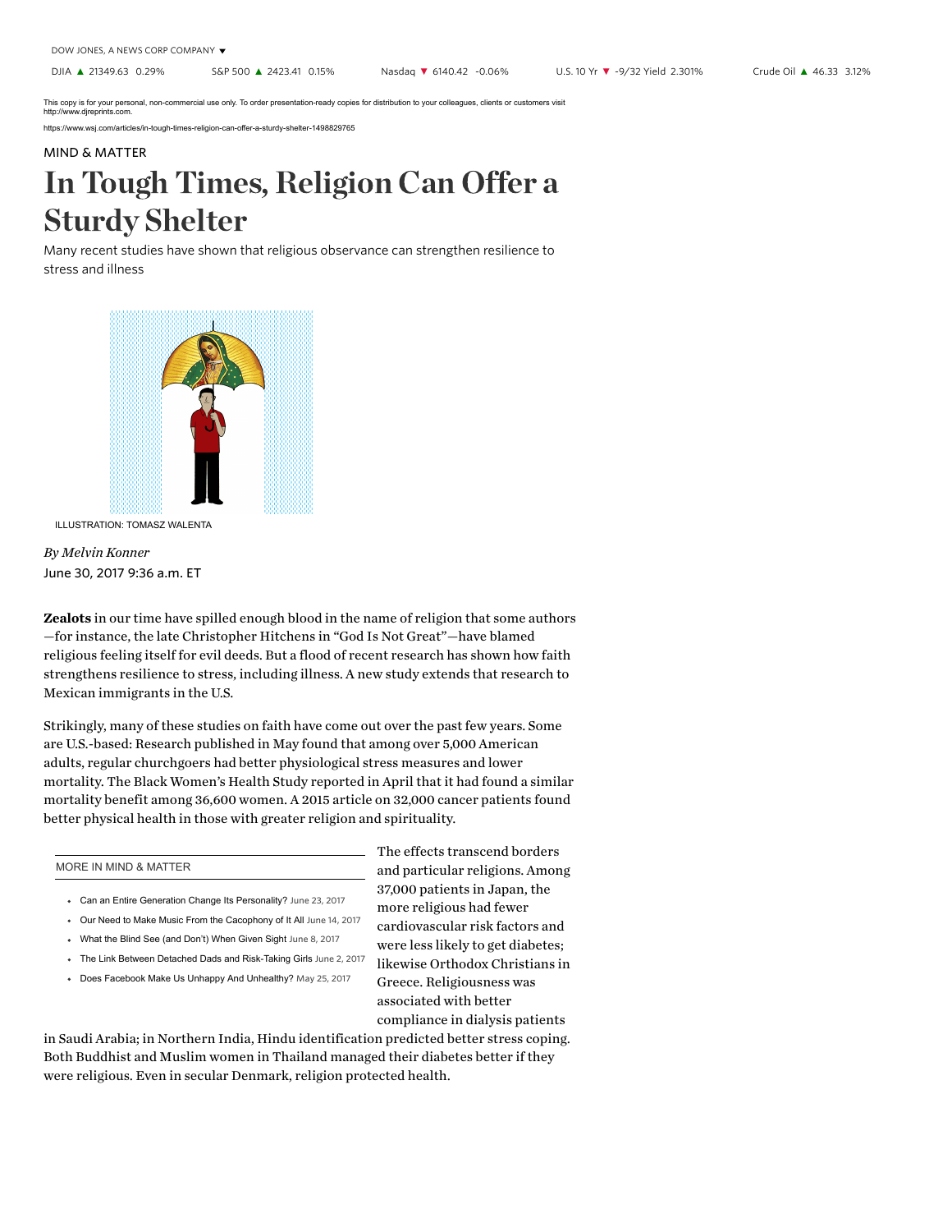MIND & MATTER

# In Tough Times, Religion Can Offer a Sturdy Shelter

Many recent studies have shown that religious observance can strengthen resilience to stress and illness

ILLUSTRATION: TOMASZ WALENTA

*By Melvin Konner*

June 30, 2017 9:36 a.m. ET

**Zealots** in our time have spilled enough blood in the name of religion that some authors—for instance, the late Christopher Hitchens in "God Is Not Great"—have blamed religious feeling itself for evil deeds. But a flood of recent research has shown how faith strengthens resilience to stress, including illness. A new study extends that research to Mexican immigrants in the U.S.

Strikingly, many of these studies on faith have come out over the past few years. Some are U.S.-based: Research published in May found that among over 5,000 American adults, regular churchgoers had better physiological stress measures and lower mortality. The Black Women's Health Study reported in April that it had found a similar mortality benefit among 36,600 women. A 2015 article on 32,000 cancer patients found better physical health in those with greater religion and spirituality.

The effects transcend borders and particular religions. Among 37,000 patients in Japan, the more religious had fewer cardiovascular risk factors and were less likely to get diabetes; likewise Orthodox Christians in Greece. Religiousness was associated with better compliance in dialysis patients in Saudi Arabia; in Northern India, Hindu identification predicted better stress coping. Both Buddhist and Muslim women in Thailand managed their diabetes better if they were religious. Even in secular Denmark, religion protected health.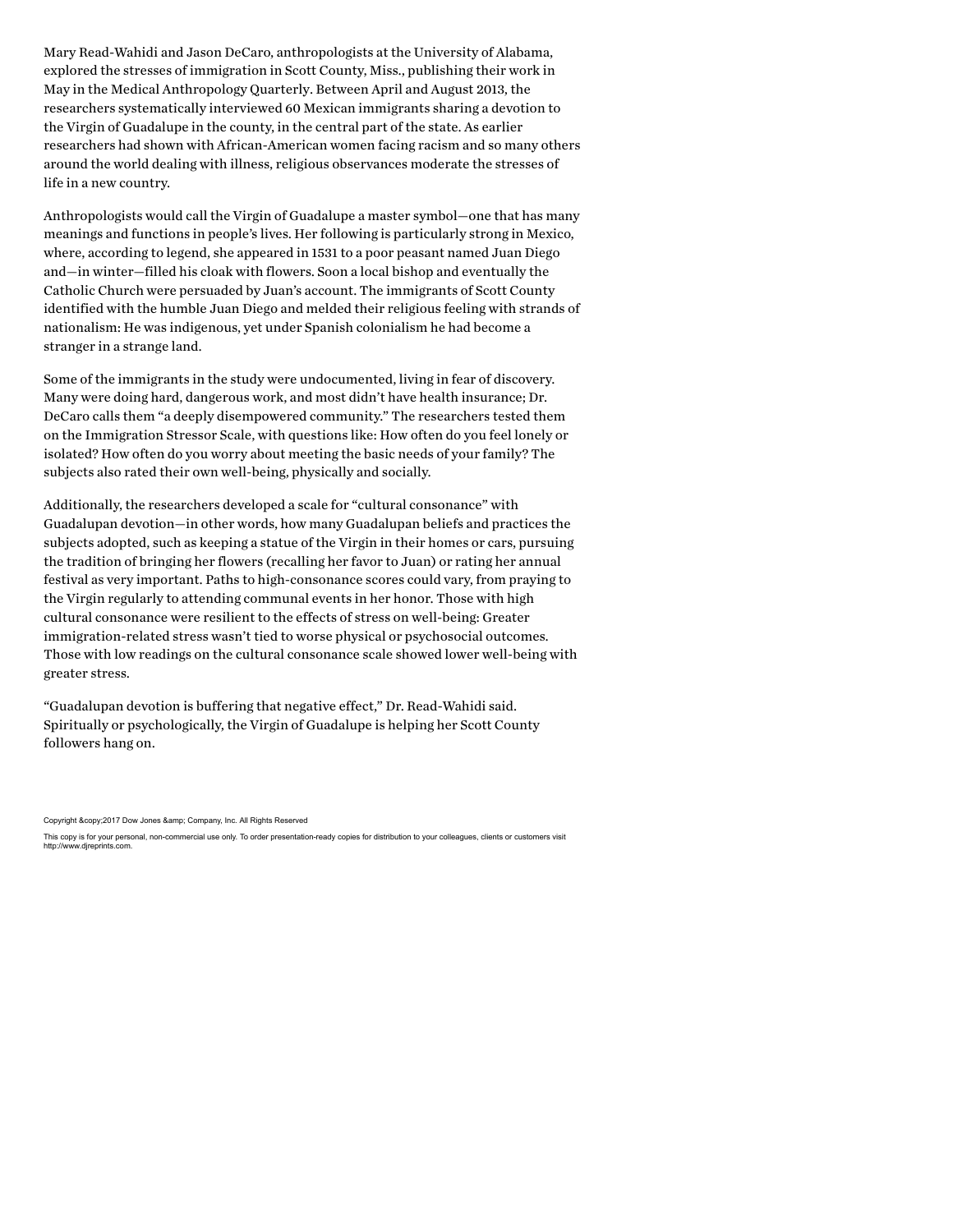Mary Read-Wahidi and Jason DeCaro, anthropologists at the University of Alabama, explored the stresses of immigration in Scott County, Miss., publishing their work in May in the Medical Anthropology Quarterly. Between April and August 2013, the researchers systematically interviewed 60 Mexican immigrants sharing a devotion to the Virgin of Guadalupe in the county, in the central part of the state. As earlier researchers had shown with African-American women facing racism and so many others around the world dealing with illness, religious observances moderate the stresses of life in a new country.

Anthropologists would call the Virgin of Guadalupe a master symbol—one that has many meanings and functions in people's lives. Her following is particularly strong in Mexico, where, according to legend, she appeared in 1531 to a poor peasant named Juan Diego and—in winter—filled his cloak with flowers. Soon a local bishop and eventually the Catholic Church were persuaded by Juan's account. The immigrants of Scott County identified with the humble Juan Diego and melded their religious feeling with strands of nationalism: He was indigenous, yet under Spanish colonialism he had become a stranger in a strange land.

Some of the immigrants in the study were undocumented, living in fear of discovery. Many were doing hard, dangerous work, and most didn't have health insurance; Dr. DeCaro calls them "a deeply disempowered community." The researchers tested them on the Immigration Stressor Scale, with questions like: How often do you feel lonely or isolated? How often do you worry about meeting the basic needs of your family? The subjects also rated their own well-being, physically and socially.

Additionally, the researchers developed a scale for "cultural consonance" with Guadalupan devotion—in other words, how many Guadalupan beliefs and practices the subjects adopted, such as keeping a statue of the Virgin in their homes or cars, pursuing the tradition of bringing her flowers (recalling her favor to Juan) or rating her annual festival as very important. Paths to high-consonance scores could vary, from praying to the Virgin regularly to attending communal events in her honor. Those with high cultural consonance were resilient to the effects of stress on well-being: Greater immigration-related stress wasn't tied to worse physical or psychosocial outcomes. Those with low readings on the cultural consonance scale showed lower well-being with greater stress.

"Guadalupan devotion is buffering that negative effect," Dr. Read-Wahidi said. Spiritually or psychologically, the Virgin of Guadalupe is helping her Scott County followers hang on.

Copyright &copy;2017 Dow Jones &amp; Company, Inc. All Rights Reserved

This copy is for your personal, non-commercial use only. To order presentation-ready copies for distribution to your colleagues, clients or customers visit http://www.djreprints.com.